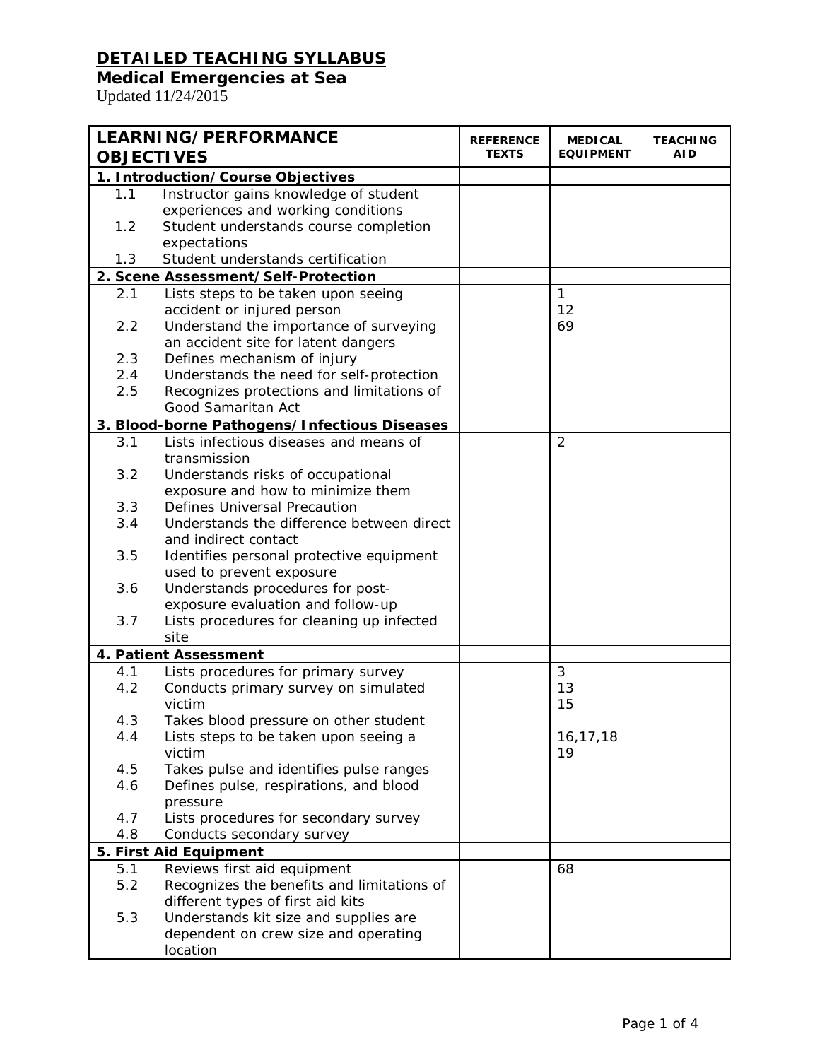# DETAILED TEACHING SYLLABUS

## Medical Emergencies at Sea

Updated 11/24/2015

| LEARNING/PERFORMANCE OBJECTIVES | REFERENCE TEXTS | MEDICAL EQUIPMENT | TEACHING AID |
|---|---|---|---|
| **1. Introduction/Course Objectives** | | | |
| 1.1 Instructor gains knowledge of student experiences and working conditions<br>1.2 Student understands course completion expectations<br>1.3 Student understands certification | | | |
| **2. Scene Assessment/Self-Protection** | | | |
| 2.1 Lists steps to be taken upon seeing accident or injured person<br>2.2 Understand the importance of surveying an accident site for latent dangers<br>2.3 Defines mechanism of injury<br>2.4 Understands the need for self-protection<br>2.5 Recognizes protections and limitations of Good Samaritan Act | | 1<br>12<br>69 | |
| **3. Blood-borne Pathogens/Infectious Diseases** | | | |
| 3.1 Lists infectious diseases and means of transmission<br>3.2 Understands risks of occupational exposure and how to minimize them<br>3.3 Defines Universal Precaution<br>3.4 Understands the difference between direct and indirect contact<br>3.5 Identifies personal protective equipment used to prevent exposure<br>3.6 Understands procedures for post-exposure evaluation and follow-up<br>3.7 Lists procedures for cleaning up infected site | | 2 | |
| **4. Patient Assessment** | | | |
| 4.1 Lists procedures for primary survey<br>4.2 Conducts primary survey on simulated victim<br>4.3 Takes blood pressure on other student<br>4.4 Lists steps to be taken upon seeing a victim<br>4.5 Takes pulse and identifies pulse ranges<br>4.6 Defines pulse, respirations, and blood pressure<br>4.7 Lists procedures for secondary survey<br>4.8 Conducts secondary survey | | 3<br>13<br>15<br><br>16,17,18<br>19 | |
| **5. First Aid Equipment** | | | |
| 5.1 Reviews first aid equipment<br>5.2 Recognizes the benefits and limitations of different types of first aid kits<br>5.3 Understands kit size and supplies are dependent on crew size and operating location | | 68 | |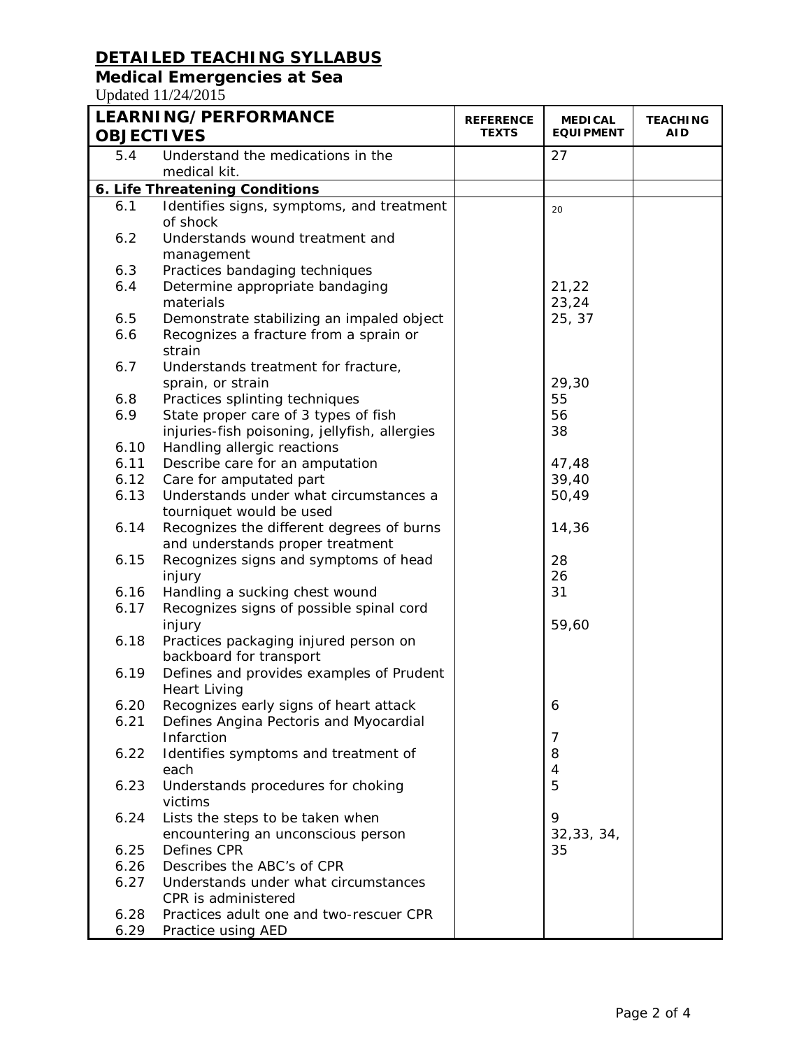# DETAILED TEACHING SYLLABUS

## Medical Emergencies at Sea

Updated 11/24/2015

| LEARNING/PERFORMANCE OBJECTIVES | | REFERENCE TEXTS | MEDICAL EQUIPMENT | TEACHING AID |
|---|---|---|---|---|
| 5.4 | Understand the medications in the medical kit. | | 27 | |
| **6. Life Threatening Conditions** | | | | |
| 6.1 | Identifies signs, symptoms, and treatment of shock | | 20 | |
| 6.2 | Understands wound treatment and management | | | |
| 6.3 | Practices bandaging techniques | | | |
| 6.4 | Determine appropriate bandaging materials | | 21,22<br>23,24 | |
| 6.5 | Demonstrate stabilizing an impaled object | | 25, 37 | |
| 6.6 | Recognizes a fracture from a sprain or strain | | | |
| 6.7 | Understands treatment for fracture, sprain, or strain | | 29,30 | |
| 6.8 | Practices splinting techniques | | 55 | |
| 6.9 | State proper care of 3 types of fish injuries-fish poisoning, jellyfish, allergies | | 56<br>38 | |
| 6.10 | Handling allergic reactions | | | |
| 6.11 | Describe care for an amputation | | 47,48 | |
| 6.12 | Care for amputated part | | 39,40 | |
| 6.13 | Understands under what circumstances a tourniquet would be used | | 50,49 | |
| 6.14 | Recognizes the different degrees of burns and understands proper treatment | | 14,36 | |
| 6.15 | Recognizes signs and symptoms of head injury | | 28<br>26 | |
| 6.16 | Handling a sucking chest wound | | 31 | |
| 6.17 | Recognizes signs of possible spinal cord injury | | 59,60 | |
| 6.18 | Practices packaging injured person on backboard for transport | | | |
| 6.19 | Defines and provides examples of Prudent Heart Living | | | |
| 6.20 | Recognizes early signs of heart attack | | 6 | |
| 6.21 | Defines Angina Pectoris and Myocardial Infarction | | 7 | |
| 6.22 | Identifies symptoms and treatment of each | | 8<br>4 | |
| 6.23 | Understands procedures for choking victims | | 5 | |
| 6.24 | Lists the steps to be taken when encountering an unconscious person | | 9<br>32,33, 34, | |
| 6.25 | Defines CPR | | 35 | |
| 6.26 | Describes the ABC's of CPR | | | |
| 6.27 | Understands under what circumstances CPR is administered | | | |
| 6.28 | Practices adult one and two-rescuer CPR | | | |
| 6.29 | Practice using AED | | | |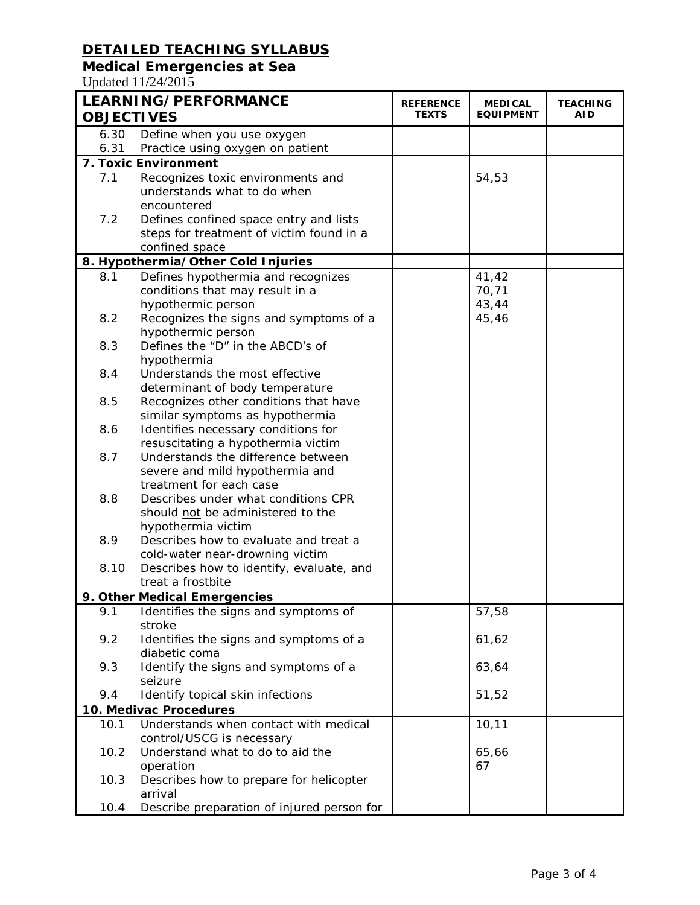# DETAILED TEACHING SYLLABUS

## Medical Emergencies at Sea

Updated 11/24/2015

| LEARNING/PERFORMANCE OBJECTIVES | | REFERENCE TEXTS | MEDICAL EQUIPMENT | TEACHING AID |
|---|---|---|---|---|
| 6.30 | Define when you use oxygen | | | |
| 6.31 | Practice using oxygen on patient | | | |
| **7. Toxic Environment** | | | | |
| 7.1 | Recognizes toxic environments and understands what to do when encountered | | 54,53 | |
| 7.2 | Defines confined space entry and lists steps for treatment of victim found in a confined space | | | |
| **8. Hypothermia/Other Cold Injuries** | | | | |
| 8.1 | Defines hypothermia and recognizes conditions that may result in a hypothermic person | | 41,42<br>70,71<br>43,44<br>45,46 | |
| 8.2 | Recognizes the signs and symptoms of a hypothermic person | | | |
| 8.3 | Defines the "D" in the ABCD's of hypothermia | | | |
| 8.4 | Understands the most effective determinant of body temperature | | | |
| 8.5 | Recognizes other conditions that have similar symptoms as hypothermia | | | |
| 8.6 | Identifies necessary conditions for resuscitating a hypothermia victim | | | |
| 8.7 | Understands the difference between severe and mild hypothermia and treatment for each case | | | |
| 8.8 | Describes under what conditions CPR should not be administered to the hypothermia victim | | | |
| 8.9 | Describes how to evaluate and treat a cold-water near-drowning victim | | | |
| 8.10 | Describes how to identify, evaluate, and treat a frostbite | | | |
| **9. Other Medical Emergencies** | | | | |
| 9.1 | Identifies the signs and symptoms of stroke | | 57,58 | |
| 9.2 | Identifies the signs and symptoms of a diabetic coma | | 61,62 | |
| 9.3 | Identify the signs and symptoms of a seizure | | 63,64 | |
| 9.4 | Identify topical skin infections | | 51,52 | |
| **10. Medivac Procedures** | | | | |
| 10.1 | Understands when contact with medical control/USCG is necessary | | 10,11 | |
| 10.2 | Understand what to do to aid the operation | | 65,66<br>67 | |
| 10.3 | Describes how to prepare for helicopter arrival | | | |
| 10.4 | Describe preparation of injured person for | | | |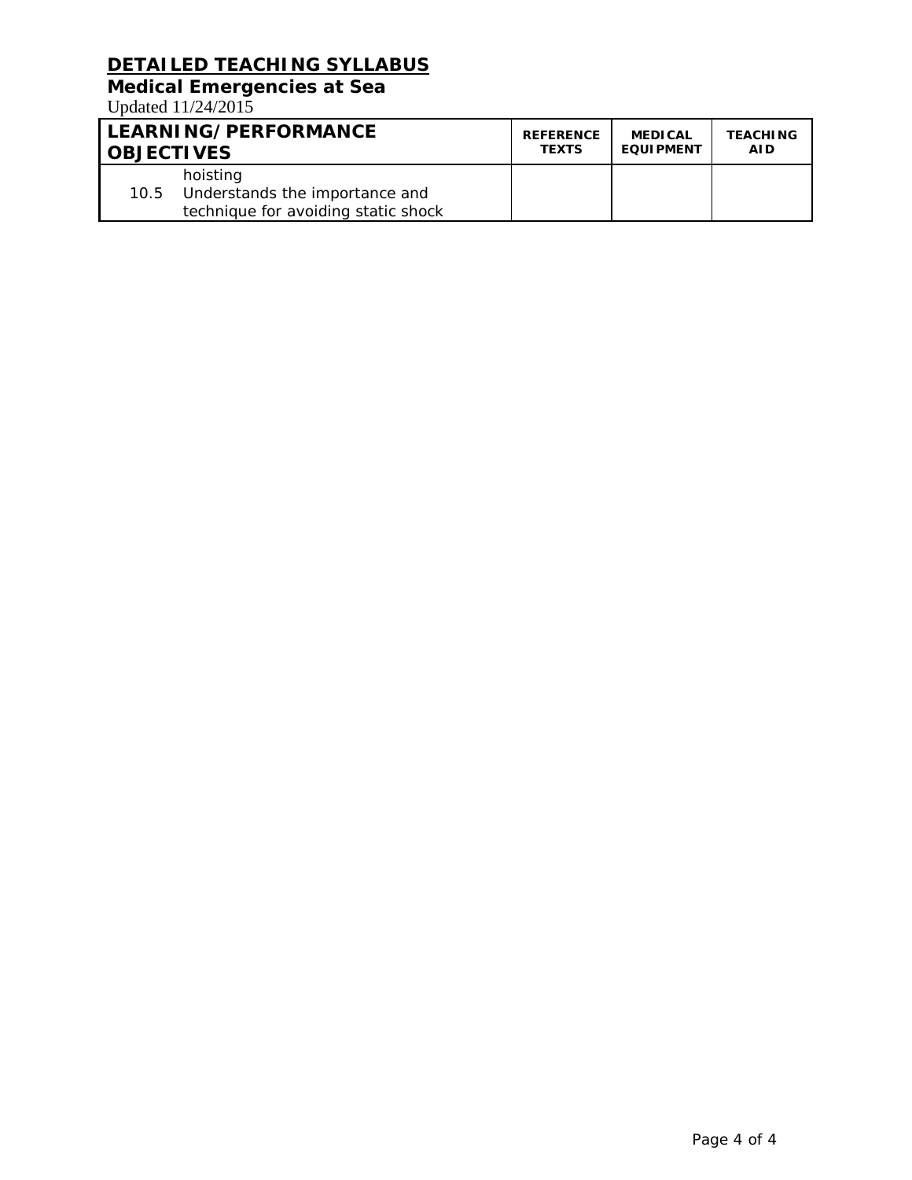**DETAILED TEACHING SYLLABUS**

**Medical Emergencies at Sea**

Updated 11/24/2015

| LEARNING/PERFORMANCE OBJECTIVES | REFERENCE TEXTS | MEDICAL EQUIPMENT | TEACHING AID |
|---|---|---|---|
| hoisting | | | |
| 10.5 Understands the importance and technique for avoiding static shock | | | |